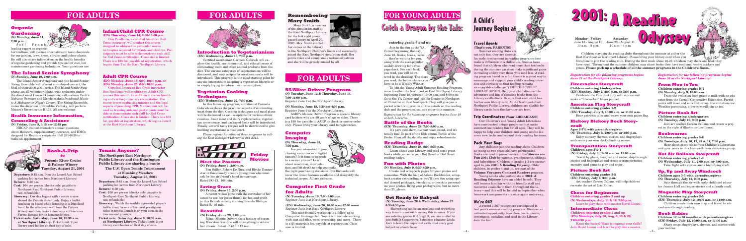# FOR ADULTS

## Organic Gardening

**(N) Monday, June 11, 7:30 p.m.**

Jeff Frank, leading expert on organic horticulture, will discuss alternatives to toxic chemicals for our garden, lawn, trees, shrubs, and indoor plants. He will also share information on the health benefits of organic gardening and provide tips on low cost, low maintenance gardening techniques. Your questions are welcome.

## The Island Senior Symphony

**(N) Sunday, June 10, 2:00 p.m.**

The Island Senior Symphony and the Island Senior String Ensemble will present a combined concert, the final of their 2000-2001 series. The Island Senior Symphony, an all-volunteer Island-wide orchestra under the direction of Howard Cinnamon, will perform Verdi's *Nabucco Overture* and Mendelssohn's *Incidental Music to A Midsummer Night's Dream*. The String Ensemble, under the direction of Franklin Verbsky, will perform Mozart's *Divertimento* K.136. All are welcome.

## Health Insurance Information, Counseling & Assistance

**(N) Friday, June 8, 9:15 am-12:15 pm**

HIICAP-trained counselors answer questions about Medicare, supplementary insurance, and HMOs designed for Medicare recipients. Call 261-6930 to make an appointment.

## Infant/Child CPR Course

**(EN) Thursday, June 14, 6:00-10:00 p.m.**

Don Pendleton, a certified American Red Cross instructor, will conduct this course designed to address the particular rescue techniques required for infants and children. Participants must be able to demonstrate each skill for Red Cross certification. Class size is limited. There is a $35 fee, payable at registration, which begins June 2 at the East Northport Library.

## Adult CPR Course

**(EN) Monday, June 18, 6:00-10:00 p.m. or**
**(EN) Monday, June 25, 6:00-10:00 p.m.**

Certified American Red Cross instructor Don Pendleton will conduct two Adult CPR courses this month. In addition to rescue breathing and cardio-pulmonary resuscitation, the course covers evaluating injuries and the legal aspects of providing CPR. Mannequins will be used so training aids and participants must be able to demonstrate each skill for Red Cross certification. Class size is limited. There is a $35 fee, payable at registration, which begins June 9 at the East Northport Library.

## Book-A-Trip to Peconic River Cruise & Palmer Winery

**Tuesday, August 21, 2001**

**Departure:** 9:15 a.m. from the Laurel Ave. School parking lot (across from Northport Library)

**Return:** 6:30 p.m.

**Cost:** $64 per person (checks only; payable to Northport-East Northport Public Library; non-refundable)

**Itinerary:** Our day begins with a scenic cruise aboard the Peconic River Lady. Enjoy a buffet luncheon on board while listening to a Dixieland band. In the afternoon we'll tour the Palmer Winery and then make a final stop at Briermer Farms, famous for its homemade pies.

**Ticket sale: Saturday, June 16, 10:30 a.m. at Northport Library.** Ticket limit: 2 per library card holder on first day of sale.

## Tennis Anyone?

**The Northport-East Northport Public Library and the Huntington Public Library are sharing a bus to**

**The U.S. Open Tennis Tournament at Flushing Meadow**
**Tuesday, August 28, 2001**

**Departure:** 8:45 a.m. from the Laurel Ave. School parking lot (across from Northport Library)

**Return:** 6:30 p.m.

**Cost:** $58 per person (checks only; payable to Northport-East Northport Public Library; non-refundable)

**Itinerary:** Watch the world's top-seeded players battle it out for one of the most prestigious titles in tennis. Lunch is on your own on the tournament grounds.

**Ticket sale: Saturday, June 9, 10:30 a.m. at Northport Library.** Ticket limit: 2 per library card holder on first day of sale.

# FOR ADULTS

## Introduction to Vegetarianism

**(EN) Wednesday, June 13, 7:30 p.m.**

Certified nutritionist Carmela Gabriele will explore the health, environmental, and ethical issues of eliminating meat and other animal products from the diet. The various categories of vegetarianism will be discussed, and easy recipes for meatless meals will be introduced. This program is the ideal starting point for anyone interested in adopting a vegetarian lifestyle or in simply trying to reduce meat consumption.

## Vegetarian Cooking Techniques

**(EN) Wednesday, June 27, 7:30 p.m.**

In this follow-up program, nutritionist Carmela Gabriele explores the practical aspects of eliminating meat from the diet. Cooking techniques and meal plans will be discussed as well as options for various ethnic cuisines. Basic meat and dairy replacements, vegetarian convenience, and packaged foods will be introduced. Finally, several tasty recipes will be distributed to give budding vegetarians a head start.

*Please register for either of these programs by calling the East Northport Library at 261-2313.*

## Friday Movies

### Meet the Parents

**(N) Friday, June 1, 2:00 p.m.**

Ben Stiller, Robert De Niro, and Blythe Danner star in this comedy about a young man who must ask for his girlfriend's hand in marriage. Rated PG-13. 108 min.

### Saving Grace

**(N) Friday, June 15, 2:00 p.m.**

A recent widow joins with the caretaker of her estate to use her green thumb for fun and profit in this British comedy starring Brenda Blethyn. Rated R. 95 min.

### Beautiful

**(N) Friday, June 29, 2:00 p.m.**

Mona (Minnie Driver) has a fantasy of becoming Miss America. She will do anything to obtain her dream. Rated PG-13. 112 min.

## Remembering Mary Smith

Mary Smith, a member of the circulation staff at the East Northport Library for the last eight years, passed away on April 20, 2001. Mrs. Smith started her career at the Library in the Northport Children's Room and eventually joined the East Northport circulation staff. Her gentle voice and sunny smile welcomed patrons and she will be greatly missed by all.

# FOR ADULTS

## 55/Alive Driver Program

**(N) Tuesday, June 12 & Thursday, June 14, 7:00-11:00 p.m.**

Register June 2 at the Northport Library.

**(N) Monday, June 18, 9:30 am-4:00 p.m.**

Register June 9 at the Northport Library.

AARP's Mature Driver Program is open to library card holders who are 50 years of age or older. There is a $10 fee payable to AARP by check or money order only. Please bring your library card to registration.

## Computer Imaging

**(N) Thursday, June 28, 7:30 p.m.**

Are you interested in purchasing a scanner or a digital camera? Is it time to upgrade to a newer printer? Learn about resolution, interpolation, and bit depth to help you make the right purchasing decisions. Ron Richards will cover the latest features available and demystify the technical jargon. All are welcome.

## Computer First Grade for Adults

**(N) Tuesday, June 19, 7:00-9:00 p.m.**

Register June 2 at Northport Library.

**(EN) Wednesday, June 20, 10:00 a.m.-12:00 noon**

Register June 9 at East Northport Library.

This user-friendly workshop is a follow-up to Computer Kindergarten. Topics will include working with text and files, word processing, and more. There is a $5 materials fee, payable at registration. Class size is limited.

# FOR YOUNG ADULTS

## Catch a Dragon by the Tale:

**entering grade 6 and up**

Join the fun at the YA Corner beginning Monday, June 18. Books, books, books . . . they're waiting for you, along with the ever-popular weekly drawing for a free paperback. For each book you read, you'll be entered in the drawing. The more you read, the better chance you have to be a Weekly Winner.

To join the Young Adult Summer Reading Program, come to either the Northport or East Northport Library beginning June 18, between 10:00 a.m. and 8:00 p.m. Go to the YA Corner and look for Denise at Northport or Christine at East Northport. They will give you a packet which will provide all the details on the reading club and the programs you can enjoy this summer.

*Registration for the following programs begins June 18 at both Libraries.*

## Battle of the Books

**(EN) Tuesday, June 26, 7:00-8:00 p.m.**

It's part quiz show, it's part team event, and it's totally fun! Be part of the fifth annual Battle of the Books. Hear all the details and enjoy refreshments.

## Reading Badge

**(EN) Thursday, June 28, 8:00-8:30 p.m.**

Learn about your Library and read some great books while you earn your Boy Scout or Girl Scout reading badge.

## Fun with Photos

**(N) Monday, July 9, 6:30-8:30 p.m.**

Create cool scrapbook pages for your photos and mementos. With the help of Arlene Bookbinder, scrapbook creator extraordinaire, you'll have fun using special themed packages, friendship, or beach to personalize your photos. Bring your photographs, but no more than 25, please.

## Get Ready to Babysit

**(N) Tuesday, June 26 & Wednesday, June 27 6:30-8:30 p.m.**

Babysitting can be an excellent and rewarding way to earn some extra money this summer. If you are entering grades 6 through 9, you are invited to join Suffolk Cooperative Extension educator Linda Kerr to learn the important skills that every good babysitter should have.

# A Child's Journey Begins at

## Travel Agents

**(That's you, PARENTS!)**

Summer reading clubs are not only fun, they are essential. An early involvement in reading programs does make a difference in a child's life. Studies have found that children who read more than ten books during the summer vacation make significant gains in reading ability over those who read less. A reading program based on a fun theme is a great way to encourage and support your child's reading interests and curiosity so that reading remains an enjoyable challenge. VISIT THE PUBLIC LIBRARY OFTEN. Help your child discover the adventure and fun of choosing books from the Library's collections. Be sure that each child has his/her own library card. At the Northport-East Northport Public Library, children are eligible for library cards from the day they are born!

## Trip Coordinators (Your LIBRARIANS!)

Our Children's and Young Adult Librarians have constructed unique programs that make summertime reading fun for all ages. They will be happy to help your children and young adults discover new books and expand their reading horizons.

## Pack Your Bags

Any child can join the reading clubs. Children as young as two years old have participated. Books are read to pre-schoolers in the **Stories are Fun 2001 Club** by parents, grandparents, siblings, and babysitters. Children in grades 1-3 are encouraged to join **2001: A Reading Odyssey**. Older children, in grades 4 and up, are part of the **Volume Voyagers Contract Readers** program.

Young adults who participate in **2001: A Reading Odyssey** have an added benefit. They will become familiar with the friendly staff and resources available to them throughout the Library—and this will be helpful in September when homework assignments are once again underway.

## We're Off!

A record 1,367 youngsters participated in last year's summer reading program. Discover an unlimited opportunity to explore, learn, create, investigate, socialize, and read in the Library. Join the fun!

# 2001: A Reading Odyssey

**Monday - Friday**
June 18 - August 10
10 a.m. - 8 p.m.

**Saturday**
June 23 - August 11
10 a.m. - 4 p.m.

Children may join the reading clubs throughout the summer at either the East Northport or Northport Library. Please bring your library card when you first come to join the reading club. During the first week (June 18-23) children may share one book they have read. Throughout the summer children may share books they have read and receive stickers and prizes. **Please pick up a schedule of all the summer programs in the Children's Room.**

*Registration for the following programs begins June 21 at the Northport Library:*

## Firecracker Storycraft

**Children entering kindergarten**
**(EN) Monday, July 2, 2:00 p.m. or 3:00 p.m.**

Celebrate the Fourth of July with stories and make a "firecracker" finger puppet.

## American Flag Storycraft

**Children entering grades 1-2**
**(EN) Tuesday, July 3, 10:00 a.m. or 11:00 a.m.**

Hear patriotic tales and weave your own paper flag.

## Hickory Dickory Dock Storycraft

**Ages 3-5½ with parent/caregiver**
**(N) Thursday, July 5, 2:00 p.m. or 3:00 p.m.**

Enjoy nursery rhymes, stories, and fingerplays and create your own clock-climbing mouse.

## Transportation Storycraft

**Children ages 3½-4**
**(N) Friday, July 6, 10:00 a.m. or 11:00 a.m.**

Travel by plane, boat, car and rocket ship through stories and fingerplays and create a transportation memory card game to play and enjoy.

## Picture Book Art

**Children entering grades 3-5**
**(EN) Friday, July 6, 3:00 p.m.**

Art teacher Coreen Collana will help children recreate the art of Lois Ehlert.

## Chess for Beginners

**Children entering grades 3 and up**
**(N) Wednesdays, July 11 & 18, 7:00 p.m.**

Learn to play chess with master David Lionni.

## Intermediate Chess

**Children entering grades 3 and up**
**(EN) Mondays, July 30, Aug. 6, 13 & 20, 7:00-8:30 p.m.**

Know the basics? Want to improve your skills? Join David Lionni and learn to play like a master.

*Registration for the following programs begins June 26 at the Northport Library:*

## From Moo to You

**Children entering grades K-2**
**(N) Monday, July 9, 10:00 a.m.**

Trace the evolution from grass to milk with an educator from the Cornell Cooperative Extension. Participants will meet and milk Buttercup, the imitation cow. Weather permitting, a live cow will join us too.

## Picture Book Art

**Children entering kindergarten**
**(N) Tuesday, July 10, 3:00 p.m.**

Join art teacher Coreen Collana and create a project in the style of illustrator Leo Lionni.

## Bookworms

**Children entering grades 5-6**
**(N) Tuesdays, July 10, 17, 24 & 31, 7:30 p.m.**

Hear about great books from Children's Librarians and your peers in this four-week book reviewers group.

## Hot Air Balloon Storycraft

**Children entering grades 1-2**
**(N) Wednesday, July 11, 2:00 p.m. or 3:00 p.m.**

Take flight with stories and a high-flying craft.

## Up, Up and Away Windsock

**Children ages 3-5 with parent/caregiver**
**(EN) Thursday, July 12, 2:00 p.m.**

Soar through the air with early childhood educator Joanne Hall and enjoy stories and a family craft.

## Magnetic Map Storycraft

**Children entering grades 3-5**
**(EN) Thursday, July 12, 10:00 a.m. or 11:00 a.m.**

Children create their own map and travel to adventures through reading.

## Book Babies

**Children 12 to 36 months with parent/caregiver**
**(EN) Friday, July 13, 10:00 a.m. or 11:00 a.m.**

Share songs, fingerplays, rhymes, and stories with your toddler.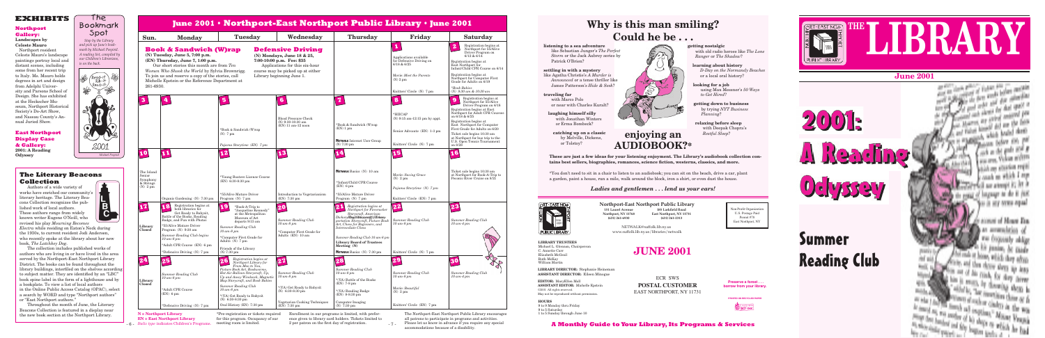# EXHIBITS

## Northport Gallery:

**Landscapes by Celeste Mauro**

Northport resident Celeste Mauro's landscape paintings portray local and distant scenes, including some from her recent trip to Italy. Ms. Mauro holds degrees in art and design from Adelphi University and Parsons School of Design. She has exhibited at the Heckscher Museum, Northport Historical Society's Do-Art Show, and Nassau County's Annual Juried Show.

## East Northport Display Case & Gallery:

**2001: A Reading Odyssey**

## The Bookmark Spot

*Stop by the Library and pick up June's bookmark by Michael Pergolizzi. A reading list, compiled by our Children's Librarians, is on the back.*

## The Literary Beacons Collection

Authors of a wide variety of works have enriched our community's literary heritage. The Literary Beacons Collection recognizes the published work of local authors. These authors range from widely known writer Eugene O'Neill, who revised his play *Mourning Becomes Electra* while residing on Eaton's Neck during the 1930s, to current resident Jodi Anderson, who recently spoke at the library about her new book, *The Latchkey Dog*.

The collection includes published works of authors who are living in or have lived in the area served by the Northport-East Northport Library District. The books can be found throughout the library buildings, interfiled on the shelves according to subject matter. They are identified by an "LBC" book spine label in the form of a lighthouse and by a bookplate. To view a list of local authors in the Online Public Access Catalog (OPAC), select a search by WORD and type "Northport authors" or "East Northport authors."

Throughout the month of June, the Literary Beacons Collection is featured in a display near the new book section at the Northport Library.

# June 2001 • Northport-East Northport Public Library • June 2001

### Book & Sandwich (W)rap

(N) Tuesday, June 5, 7:00 p.m.
(EN) Thursday, June 7, 1:00 p.m.

Our short stories this month are from *Ten Women Who Shook the World* by Sylvia Brownrigg. To join us and reserve a copy of the stories, call Michelle Epstein or the Reference Department at 261-6930.

### Defensive Driving

(N) Mondays, June 18 & 25, 7:00-10:00 p.m. Fee: $35

Applications for this six-hour course may be picked up at either Library beginning June 1.

| Sun. | Monday | Tuesday | Wednesday | Thursday | Friday | Saturday |
|---|---|---|---|---|---|---|
| | | | | | **1** Applications available for Defensive Driving on 6/18 & 6/25<br>*Movie: Meet the Parents* (N) 2 pm<br>Knitters' Circle (N) 7 pm | **2** Registration begins at Northport for AARP Driver Program on 6/12 & 6/14<br>Registration begins at East Northport for Infant/Child CPR Course on 6/14<br>Registration begins at Northport for Computer First Grade for Adults on 6/19<br>*Book Babies (N) 9:30 am & 10:30 am* |
| **3** | **4** | **5** *Book & Sandwich (W)rap (N) 7 pm<br>Pajama Storytime (EN) 7 pm* | **6** Blood Pressure Check (N) 9:30-10:30 am (EN) 11 am-12 noon | **7** *Book & Sandwich (W)rap (EN) 1 pm<br>NETWALK Internet User Group (N) 7:30 pm | **8** *HIICAP (N) 9:15 am-12:15 pm by appt.<br>Senior Advocate (EN) 1-3 pm<br>Knitters' Circle (N) 7 pm | **9** Registration begins at Northport for AARP Driver Program on 6/18<br>Registration begins at East Northport for Adult CPR Courses on 6/18 & 6/25<br>Registration begins at East Northport for Computer First Grade for Adults on 6/20<br>Ticket sale begins 10:30 am at Northport for bus trip to the U.S. Open Tennis Tournament on 8/28 |
| **10** The Island Senior Symphony & Strings (N) 2 pm | **11** Organic Gardening (N) 7:30 pm | **12** *Young Readers License Course (EN) 6:30-8:30 pm<br>*AARP Mature Driver Program (N) 7 pm | **13** Introduction to Vegetarianism (EN) 7:30 pm | **14** NETWALK Basics (N) 10 am<br>*Infant/Child CPR Course (EN) 6 pm<br>*AARP Mature Driver Program (N) 7 pm | **15** *Movie: Saving Grace* (N) 2 pm<br>*Pajama Storytime (N) 7 pm*<br>Knitters' Circle (N) 7 pm | **16** Ticket sale begins 10:30 am at Northport for Book & Trip to Peconic River Cruise on 8/25 |
| **17** Library Closed | **18** *Registration begins at both libraries for Get Ready to Babysit, Battle of the Books, Reading Badge, and Fun with Photos*<br>*AARP Mature Driver Program (N) 9:30 am<br>*Summer Reading Club begins 10 am-8 pm*<br>*Adult CPR Course (EN) 6 pm<br>*Defensive Driving (N) 7 pm | **19** *Book-A-Trip to "Jacqueline Kennedy" at the Metropolitan Museum of Art departs 9:15 am<br>*Summer Reading Club 10 am-8 pm*<br>*Computer First Grade for Adults (N) 7 pm<br>Friends of the Library (N) 7:30 pm | **20** *Summer Reading Club 10 am-8 pm*<br>*Computer First Grade for Adults (EN) 10 am | **21** *Registration begins at Northport for Firecracker Storycraft, American Dictionary Storycraft, Library Storycraft, Picture Book Art, Chess for Beginners, and Intermediate Chess*<br>*Summer Reading Club 10 am-8 pm*<br>**Library Board of Trustees Meeting (N)**<br>NETWALK Basics (N) 7:30 pm | **22** *Summer Reading Club 10 am-8 pm*<br>Knitters' Circle (N) 7 pm | **23** *Summer Reading Club 10 am-6 pm* |
| **24** Library Closed | **25** *Summer Reading Club 10 am-8 pm*<br>*Adult CPR Course (EN) 6 pm<br>*Defensive Driving (N) 7 pm | **26** *Registration begins at Northport Library for From Moo to You, Picture Book Art, Bookworms, Hot Air Balloon Storycraft, Up, Up and Away Windsock, Magnetic Map Storycraft, and Book Babies*<br>*Summer Reading Club 10 am-8 pm*<br>*YA: Get Ready to Babysit (N) 6:30-8:30 pm<br>Oral History (EN) 7:30 pm | **27** *Summer Reading Club 10 am-8 pm*<br>*YA: Get Ready to Babysit (N) 6:30-8:30 pm<br>Vegetarian Cooking Techniques (EN) 7:30 pm | **28** *Summer Reading Club 10 am-8 pm*<br>*YA: Battle of the Books (EN) 7 pm<br>*YA: Reading Badge (EN) 8:30 pm<br>Computer Singing (N) 7:30 pm | **29** *Summer Reading Club 10 am-8 pm*<br>*Movie: Beautiful* (N) 2 pm<br>Knitters' Circle (N) 7 pm | **30** *Summer Reading Club 10 am-6 pm* |

**N = Northport Library**
**EN = East Northport Library**
*Italic type indicates Children's Programs.*

*Pre-registration or tickets required for this program. Occupancy of our meeting room is limited.

Enrollment in our programs is limited, with preference given to library card holders. Tickets limited to 2 per patron on the first day of registration.

The Northport-East Northport Public Library encourages all persons to participate in programs and activities. Please let us know in advance if you require any special accommodations because of a disability.

# Why is this man smiling? Could he be . . .

**listening to a sea adventure**
like Sebastian Junger's *The Perfect Storm* or the Jack Aubrey series by Patrick O'Brian?

**settling in with a mystery**
like Agatha Christie's *A Murder is Announced* or a tense thriller like James Patterson's *Hide & Seek*?

**traveling far**
with Marco Polo
or near with Charles Kuralt?

**laughing himself silly**
with Jonathan Winters
or Erma Bombeck?

**catching up on a classic**
by Melville, Dickens,
or Tolstoy?

**getting nostalgic**
with old radio heroes like *The Lone Ranger* or *The Shadow*?

**learning about history**
*D-Day* on the *Normandy Beaches* or a local oral history?

**looking for a job**
using Max Messmer's *50 Ways to Get Hired*?

**getting down to business**
by trying *NYT Business Planning*?

**relaxing before sleep**
with Deepak Chopra's *Restful Sleep*?

# enjoying an AUDIOBOOK?*

**These are just a few ideas for your listening enjoyment. The Library's audiobook collection contains best sellers, biographies, romances, science fiction, westerns, classics, and more.**

*You don't need to sit in a chair to listen to an audiobook; you can sit on the beach, drive a car, plant a garden, paint a house, run a mile, walk around the block, iron a shirt, or even dust the house.

***Ladies and gentlemen . . . lend us your ears!***

**Northport-East Northport Public Library**

151 Laurel Avenue
Northport, NY 11768
(631) 261-6930

185 Larkfield Road
East Northport, NY 11731
(631) 261-2313

NETWALK@suffolk.lib.ny.us
www.suffolk.lib.ny.us/libraries/netwalk

# JUNE 2001

**LIBRARY TRUSTEES**
Michael L. Gleeson, Chairperson
C. Annette Carr
Elizabeth McDevitt
Ruth Möller
William Martin

**LIBRARY DIRECTOR:** Stephanie Heineman
**ASSISTANT DIRECTOR:** Eileen Minogue

**EDITOR:** Mary Ellen Mall
**ASSISTANT EDITOR:** Michelle Epstein
©2001. All rights reserved.
May not be reproduced without permission.

**HOURS**
9 to 9 Monday thru Friday
9 to 5 Saturday
1 to 5 Sunday through June 10

Non-Profit Organization
U.S. Postage Paid
Permit #74
East Northport, NY

ECR SWS
**POSTAL CUSTOMER**
EAST NORTHPORT, NY 11731

Preserve a forest . . .
borrow from your library.

# THE LIBRARY

**June 2001**

# 2001: A Reading Odyssey

# Summer Reading Club

### A Monthly Guide to Your Library, Its Programs & Services